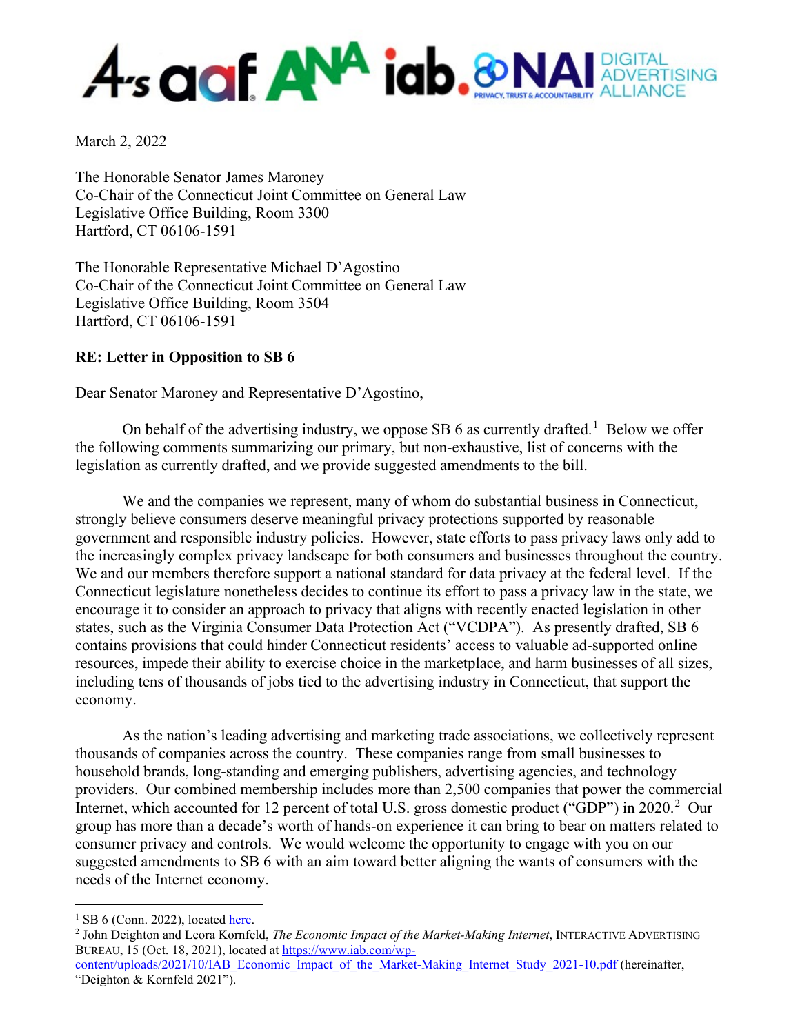March 2, 2022

The Honorable Senator James Maroney
Co-Chair of the Connecticut Joint Committee on General Law
Legislative Office Building, Room 3300
Hartford, CT 06106-1591

The Honorable Representative Michael D'Agostino
Co-Chair of the Connecticut Joint Committee on General Law
Legislative Office Building, Room 3504
Hartford, CT 06106-1591

**RE: Letter in Opposition to SB 6**

Dear Senator Maroney and Representative D'Agostino,

On behalf of the advertising industry, we oppose SB 6 as currently drafted.[1] Below we offer the following comments summarizing our primary, but non-exhaustive, list of concerns with the legislation as currently drafted, and we provide suggested amendments to the bill.

We and the companies we represent, many of whom do substantial business in Connecticut, strongly believe consumers deserve meaningful privacy protections supported by reasonable government and responsible industry policies. However, state efforts to pass privacy laws only add to the increasingly complex privacy landscape for both consumers and businesses throughout the country. We and our members therefore support a national standard for data privacy at the federal level. If the Connecticut legislature nonetheless decides to continue its effort to pass a privacy law in the state, we encourage it to consider an approach to privacy that aligns with recently enacted legislation in other states, such as the Virginia Consumer Data Protection Act ("VCDPA"). As presently drafted, SB 6 contains provisions that could hinder Connecticut residents' access to valuable ad-supported online resources, impede their ability to exercise choice in the marketplace, and harm businesses of all sizes, including tens of thousands of jobs tied to the advertising industry in Connecticut, that support the economy.

As the nation's leading advertising and marketing trade associations, we collectively represent thousands of companies across the country. These companies range from small businesses to household brands, long-standing and emerging publishers, advertising agencies, and technology providers. Our combined membership includes more than 2,500 companies that power the commercial Internet, which accounted for 12 percent of total U.S. gross domestic product ("GDP") in 2020.[2] Our group has more than a decade's worth of hands-on experience it can bring to bear on matters related to consumer privacy and controls. We would welcome the opportunity to engage with you on our suggested amendments to SB 6 with an aim toward better aligning the wants of consumers with the needs of the Internet economy.

---

[1] SB 6 (Conn. 2022), located here.

[2] John Deighton and Leora Kornfeld, *The Economic Impact of the Market-Making Internet*, INTERACTIVE ADVERTISING BUREAU, 15 (Oct. 18, 2021), located at https://www.iab.com/wp-content/uploads/2021/10/IAB_Economic_Impact_of_the_Market-Making_Internet_Study_2021-10.pdf (hereinafter, "Deighton & Kornfeld 2021").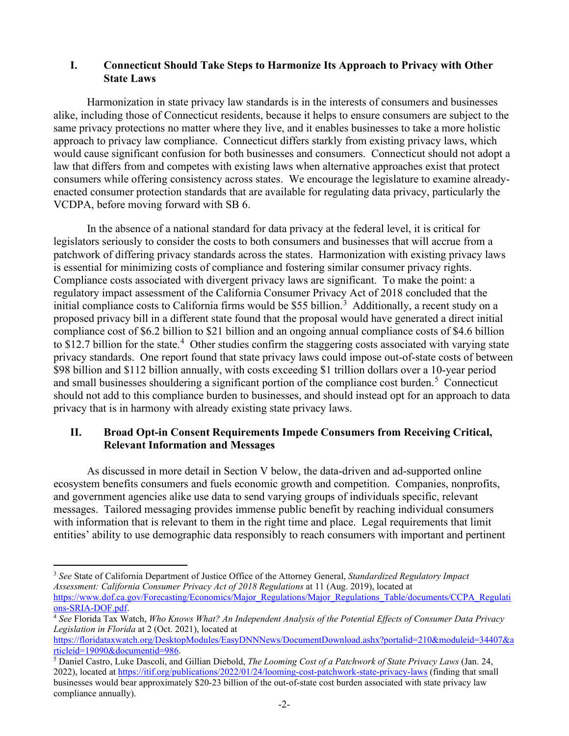## I. Connecticut Should Take Steps to Harmonize Its Approach to Privacy with Other State Laws

Harmonization in state privacy law standards is in the interests of consumers and businesses alike, including those of Connecticut residents, because it helps to ensure consumers are subject to the same privacy protections no matter where they live, and it enables businesses to take a more holistic approach to privacy law compliance. Connecticut differs starkly from existing privacy laws, which would cause significant confusion for both businesses and consumers. Connecticut should not adopt a law that differs from and competes with existing laws when alternative approaches exist that protect consumers while offering consistency across states. We encourage the legislature to examine already-enacted consumer protection standards that are available for regulating data privacy, particularly the VCDPA, before moving forward with SB 6.

In the absence of a national standard for data privacy at the federal level, it is critical for legislators seriously to consider the costs to both consumers and businesses that will accrue from a patchwork of differing privacy standards across the states. Harmonization with existing privacy laws is essential for minimizing costs of compliance and fostering similar consumer privacy rights. Compliance costs associated with divergent privacy laws are significant. To make the point: a regulatory impact assessment of the California Consumer Privacy Act of 2018 concluded that the initial compliance costs to California firms would be $55 billion.[3] Additionally, a recent study on a proposed privacy bill in a different state found that the proposal would have generated a direct initial compliance cost of $6.2 billion to $21 billion and an ongoing annual compliance costs of $4.6 billion to $12.7 billion for the state.[4] Other studies confirm the staggering costs associated with varying state privacy standards. One report found that state privacy laws could impose out-of-state costs of between $98 billion and $112 billion annually, with costs exceeding $1 trillion dollars over a 10-year period and small businesses shouldering a significant portion of the compliance cost burden.[5] Connecticut should not add to this compliance burden to businesses, and should instead opt for an approach to data privacy that is in harmony with already existing state privacy laws.

## II. Broad Opt-in Consent Requirements Impede Consumers from Receiving Critical, Relevant Information and Messages

As discussed in more detail in Section V below, the data-driven and ad-supported online ecosystem benefits consumers and fuels economic growth and competition. Companies, nonprofits, and government agencies alike use data to send varying groups of individuals specific, relevant messages. Tailored messaging provides immense public benefit by reaching individual consumers with information that is relevant to them in the right time and place. Legal requirements that limit entities' ability to use demographic data responsibly to reach consumers with important and pertinent

---

[3] *See* State of California Department of Justice Office of the Attorney General, *Standardized Regulatory Impact Assessment: California Consumer Privacy Act of 2018 Regulations* at 11 (Aug. 2019), located at https://www.dof.ca.gov/Forecasting/Economics/Major_Regulations/Major_Regulations_Table/documents/CCPA_Regulations-SRIA-DOF.pdf.

[4] *See* Florida Tax Watch, *Who Knows What? An Independent Analysis of the Potential Effects of Consumer Data Privacy Legislation in Florida* at 2 (Oct. 2021), located at https://floridataxwatch.org/DesktopModules/EasyDNNNews/DocumentDownload.ashx?portalid=210&moduleid=34407&articleid=19090&documentid=986.

[5] Daniel Castro, Luke Dascoli, and Gillian Diebold, *The Looming Cost of a Patchwork of State Privacy Laws* (Jan. 24, 2022), located at https://itif.org/publications/2022/01/24/looming-cost-patchwork-state-privacy-laws (finding that small businesses would bear approximately $20-23 billion of the out-of-state cost burden associated with state privacy law compliance annually).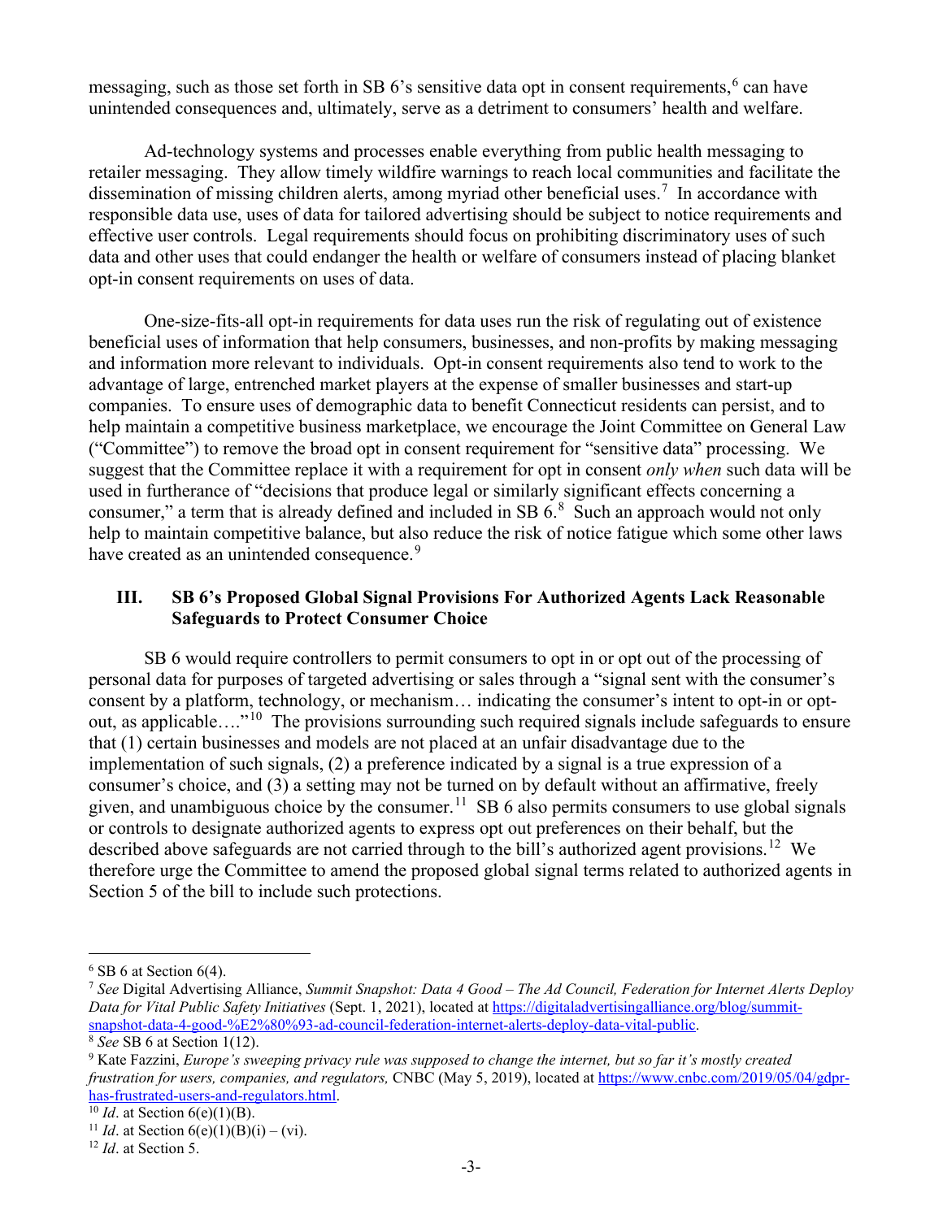messaging, such as those set forth in SB 6's sensitive data opt in consent requirements,[6] can have unintended consequences and, ultimately, serve as a detriment to consumers' health and welfare.

Ad-technology systems and processes enable everything from public health messaging to retailer messaging. They allow timely wildfire warnings to reach local communities and facilitate the dissemination of missing children alerts, among myriad other beneficial uses.[7] In accordance with responsible data use, uses of data for tailored advertising should be subject to notice requirements and effective user controls. Legal requirements should focus on prohibiting discriminatory uses of such data and other uses that could endanger the health or welfare of consumers instead of placing blanket opt-in consent requirements on uses of data.

One-size-fits-all opt-in requirements for data uses run the risk of regulating out of existence beneficial uses of information that help consumers, businesses, and non-profits by making messaging and information more relevant to individuals. Opt-in consent requirements also tend to work to the advantage of large, entrenched market players at the expense of smaller businesses and start-up companies. To ensure uses of demographic data to benefit Connecticut residents can persist, and to help maintain a competitive business marketplace, we encourage the Joint Committee on General Law ("Committee") to remove the broad opt in consent requirement for "sensitive data" processing. We suggest that the Committee replace it with a requirement for opt in consent *only when* such data will be used in furtherance of "decisions that produce legal or similarly significant effects concerning a consumer," a term that is already defined and included in SB 6.[8] Such an approach would not only help to maintain competitive balance, but also reduce the risk of notice fatigue which some other laws have created as an unintended consequence.[9]

## III. SB 6's Proposed Global Signal Provisions For Authorized Agents Lack Reasonable Safeguards to Protect Consumer Choice

SB 6 would require controllers to permit consumers to opt in or opt out of the processing of personal data for purposes of targeted advertising or sales through a "signal sent with the consumer's consent by a platform, technology, or mechanism… indicating the consumer's intent to opt-in or opt-out, as applicable…."[10] The provisions surrounding such required signals include safeguards to ensure that (1) certain businesses and models are not placed at an unfair disadvantage due to the implementation of such signals, (2) a preference indicated by a signal is a true expression of a consumer's choice, and (3) a setting may not be turned on by default without an affirmative, freely given, and unambiguous choice by the consumer.[11] SB 6 also permits consumers to use global signals or controls to designate authorized agents to express opt out preferences on their behalf, but the described above safeguards are not carried through to the bill's authorized agent provisions.[12] We therefore urge the Committee to amend the proposed global signal terms related to authorized agents in Section 5 of the bill to include such protections.

---

[6] SB 6 at Section 6(4).

[7] *See* Digital Advertising Alliance, *Summit Snapshot: Data 4 Good – The Ad Council, Federation for Internet Alerts Deploy Data for Vital Public Safety Initiatives* (Sept. 1, 2021), located at https://digitaladvertisingalliance.org/blog/summit-snapshot-data-4-good-%E2%80%93-ad-council-federation-internet-alerts-deploy-data-vital-public.

[8] *See* SB 6 at Section 1(12).

[9] Kate Fazzini, *Europe's sweeping privacy rule was supposed to change the internet, but so far it's mostly created frustration for users, companies, and regulators,* CNBC (May 5, 2019), located at https://www.cnbc.com/2019/05/04/gdpr-has-frustrated-users-and-regulators.html.

[10] *Id*. at Section 6(e)(1)(B).

[11] *Id*. at Section 6(e)(1)(B)(i) – (vi).

[12] *Id*. at Section 5.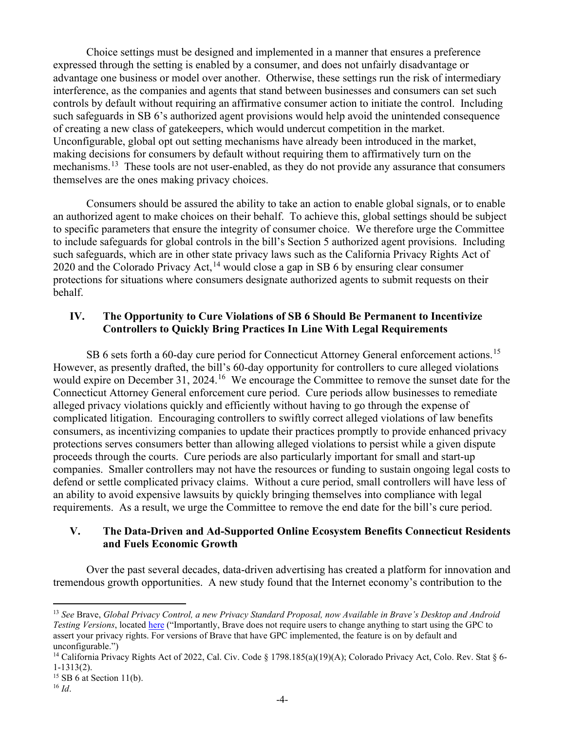Choice settings must be designed and implemented in a manner that ensures a preference expressed through the setting is enabled by a consumer, and does not unfairly disadvantage or advantage one business or model over another. Otherwise, these settings run the risk of intermediary interference, as the companies and agents that stand between businesses and consumers can set such controls by default without requiring an affirmative consumer action to initiate the control. Including such safeguards in SB 6's authorized agent provisions would help avoid the unintended consequence of creating a new class of gatekeepers, which would undercut competition in the market. Unconfigurable, global opt out setting mechanisms have already been introduced in the market, making decisions for consumers by default without requiring them to affirmatively turn on the mechanisms.[13] These tools are not user-enabled, as they do not provide any assurance that consumers themselves are the ones making privacy choices.

Consumers should be assured the ability to take an action to enable global signals, or to enable an authorized agent to make choices on their behalf. To achieve this, global settings should be subject to specific parameters that ensure the integrity of consumer choice. We therefore urge the Committee to include safeguards for global controls in the bill's Section 5 authorized agent provisions. Including such safeguards, which are in other state privacy laws such as the California Privacy Rights Act of 2020 and the Colorado Privacy Act,[14] would close a gap in SB 6 by ensuring clear consumer protections for situations where consumers designate authorized agents to submit requests on their behalf.

## IV. The Opportunity to Cure Violations of SB 6 Should Be Permanent to Incentivize Controllers to Quickly Bring Practices In Line With Legal Requirements

SB 6 sets forth a 60-day cure period for Connecticut Attorney General enforcement actions.[15] However, as presently drafted, the bill's 60-day opportunity for controllers to cure alleged violations would expire on December 31, 2024.[16] We encourage the Committee to remove the sunset date for the Connecticut Attorney General enforcement cure period. Cure periods allow businesses to remediate alleged privacy violations quickly and efficiently without having to go through the expense of complicated litigation. Encouraging controllers to swiftly correct alleged violations of law benefits consumers, as incentivizing companies to update their practices promptly to provide enhanced privacy protections serves consumers better than allowing alleged violations to persist while a given dispute proceeds through the courts. Cure periods are also particularly important for small and start-up companies. Smaller controllers may not have the resources or funding to sustain ongoing legal costs to defend or settle complicated privacy claims. Without a cure period, small controllers will have less of an ability to avoid expensive lawsuits by quickly bringing themselves into compliance with legal requirements. As a result, we urge the Committee to remove the end date for the bill's cure period.

## V. The Data-Driven and Ad-Supported Online Ecosystem Benefits Connecticut Residents and Fuels Economic Growth

Over the past several decades, data-driven advertising has created a platform for innovation and tremendous growth opportunities. A new study found that the Internet economy's contribution to the

---

[13] *See* Brave, *Global Privacy Control, a new Privacy Standard Proposal, now Available in Brave's Desktop and Android Testing Versions*, located here ("Importantly, Brave does not require users to change anything to start using the GPC to assert your privacy rights. For versions of Brave that have GPC implemented, the feature is on by default and unconfigurable.")

[14] California Privacy Rights Act of 2022, Cal. Civ. Code § 1798.185(a)(19)(A); Colorado Privacy Act, Colo. Rev. Stat § 6-1-1313(2).

[15] SB 6 at Section 11(b).

[16] *Id*.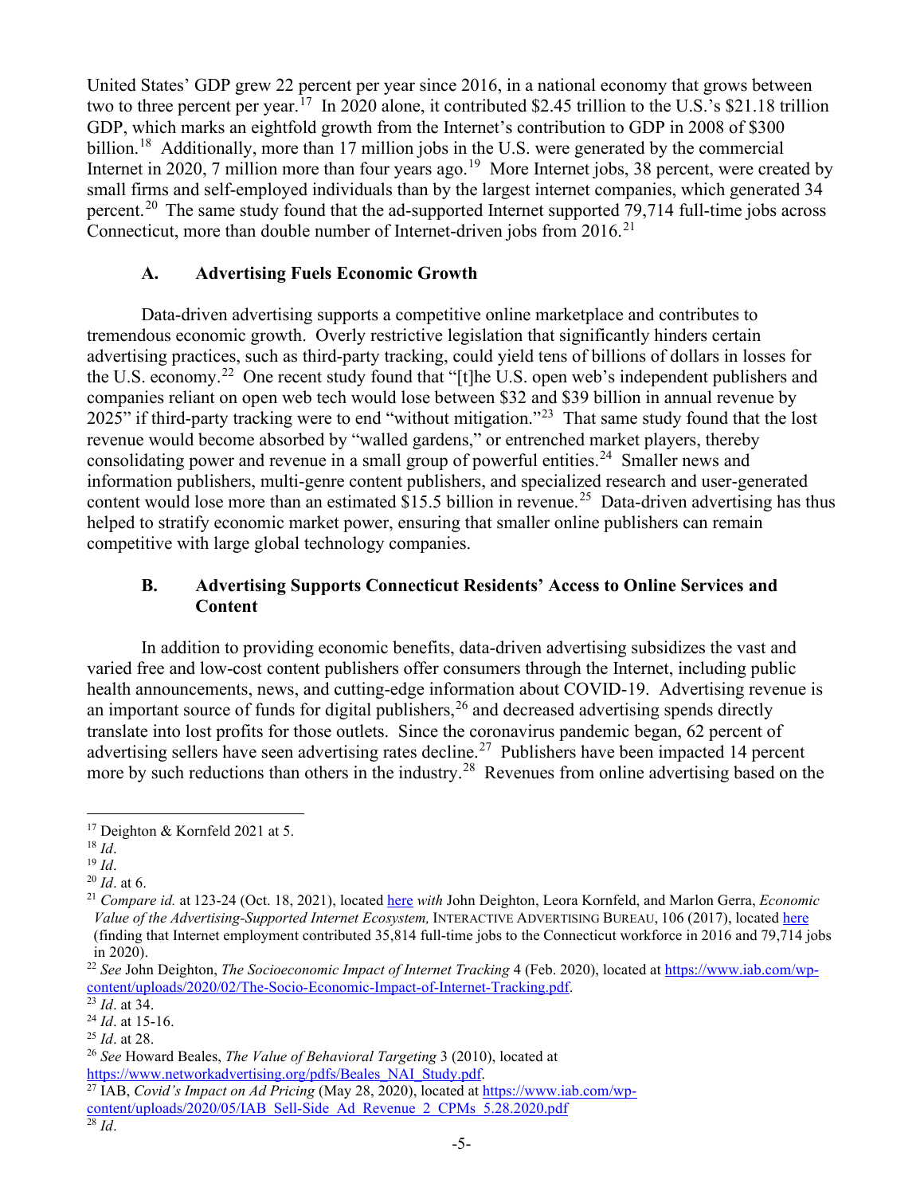United States' GDP grew 22 percent per year since 2016, in a national economy that grows between two to three percent per year.[17] In 2020 alone, it contributed $2.45 trillion to the U.S.'s $21.18 trillion GDP, which marks an eightfold growth from the Internet's contribution to GDP in 2008 of $300 billion.[18] Additionally, more than 17 million jobs in the U.S. were generated by the commercial Internet in 2020, 7 million more than four years ago.[19] More Internet jobs, 38 percent, were created by small firms and self-employed individuals than by the largest internet companies, which generated 34 percent.[20] The same study found that the ad-supported Internet supported 79,714 full-time jobs across Connecticut, more than double number of Internet-driven jobs from 2016.[21]

### A. Advertising Fuels Economic Growth

Data-driven advertising supports a competitive online marketplace and contributes to tremendous economic growth. Overly restrictive legislation that significantly hinders certain advertising practices, such as third-party tracking, could yield tens of billions of dollars in losses for the U.S. economy.[22] One recent study found that "[t]he U.S. open web's independent publishers and companies reliant on open web tech would lose between $32 and $39 billion in annual revenue by 2025" if third-party tracking were to end "without mitigation."[23] That same study found that the lost revenue would become absorbed by "walled gardens," or entrenched market players, thereby consolidating power and revenue in a small group of powerful entities.[24] Smaller news and information publishers, multi-genre content publishers, and specialized research and user-generated content would lose more than an estimated $15.5 billion in revenue.[25] Data-driven advertising has thus helped to stratify economic market power, ensuring that smaller online publishers can remain competitive with large global technology companies.

### B. Advertising Supports Connecticut Residents' Access to Online Services and Content

In addition to providing economic benefits, data-driven advertising subsidizes the vast and varied free and low-cost content publishers offer consumers through the Internet, including public health announcements, news, and cutting-edge information about COVID-19. Advertising revenue is an important source of funds for digital publishers,[26] and decreased advertising spends directly translate into lost profits for those outlets. Since the coronavirus pandemic began, 62 percent of advertising sellers have seen advertising rates decline.[27] Publishers have been impacted 14 percent more by such reductions than others in the industry.[28] Revenues from online advertising based on the

---

[17] Deighton & Kornfeld 2021 at 5.

[18] *Id*.

[19] *Id*.

[20] *Id*. at 6.

[21] *Compare id.* at 123-24 (Oct. 18, 2021), located here *with* John Deighton, Leora Kornfeld, and Marlon Gerra, *Economic Value of the Advertising-Supported Internet Ecosystem,* INTERACTIVE ADVERTISING BUREAU, 106 (2017), located here (finding that Internet employment contributed 35,814 full-time jobs to the Connecticut workforce in 2016 and 79,714 jobs in 2020).

[22] *See* John Deighton, *The Socioeconomic Impact of Internet Tracking* 4 (Feb. 2020), located at https://www.iab.com/wp-content/uploads/2020/02/The-Socio-Economic-Impact-of-Internet-Tracking.pdf.

[23] *Id*. at 34.

[24] *Id*. at 15-16.

[25] *Id*. at 28.

[26] *See* Howard Beales, *The Value of Behavioral Targeting* 3 (2010), located at https://www.networkadvertising.org/pdfs/Beales_NAI_Study.pdf.

[27] IAB, *Covid's Impact on Ad Pricing* (May 28, 2020), located at https://www.iab.com/wp-content/uploads/2020/05/IAB_Sell-Side_Ad_Revenue_2_CPMs_5.28.2020.pdf

[28] *Id*.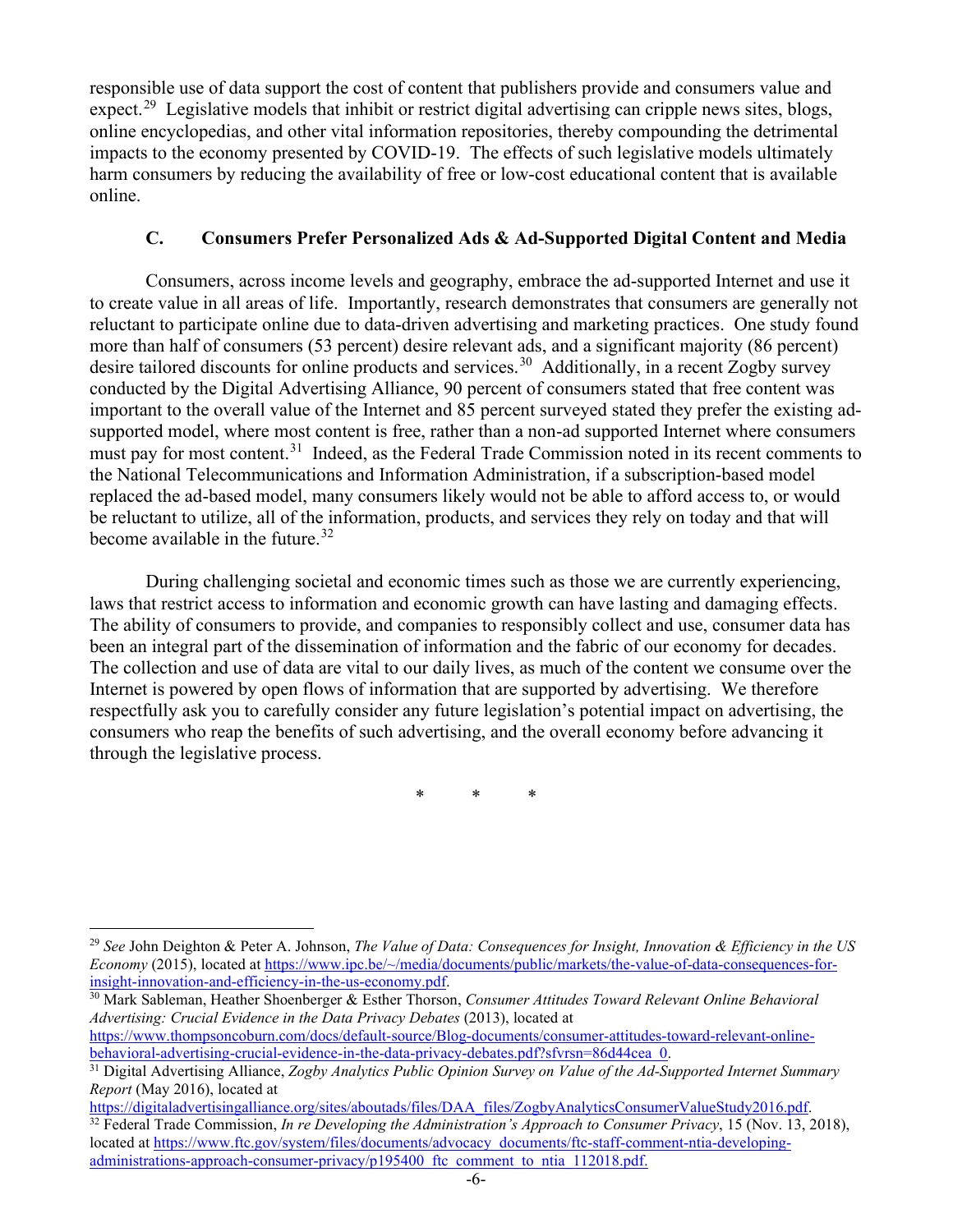responsible use of data support the cost of content that publishers provide and consumers value and expect.[29] Legislative models that inhibit or restrict digital advertising can cripple news sites, blogs, online encyclopedias, and other vital information repositories, thereby compounding the detrimental impacts to the economy presented by COVID-19. The effects of such legislative models ultimately harm consumers by reducing the availability of free or low-cost educational content that is available online.

### C. Consumers Prefer Personalized Ads & Ad-Supported Digital Content and Media

Consumers, across income levels and geography, embrace the ad-supported Internet and use it to create value in all areas of life. Importantly, research demonstrates that consumers are generally not reluctant to participate online due to data-driven advertising and marketing practices. One study found more than half of consumers (53 percent) desire relevant ads, and a significant majority (86 percent) desire tailored discounts for online products and services.[30] Additionally, in a recent Zogby survey conducted by the Digital Advertising Alliance, 90 percent of consumers stated that free content was important to the overall value of the Internet and 85 percent surveyed stated they prefer the existing ad-supported model, where most content is free, rather than a non-ad supported Internet where consumers must pay for most content.[31] Indeed, as the Federal Trade Commission noted in its recent comments to the National Telecommunications and Information Administration, if a subscription-based model replaced the ad-based model, many consumers likely would not be able to afford access to, or would be reluctant to utilize, all of the information, products, and services they rely on today and that will become available in the future.[32]

During challenging societal and economic times such as those we are currently experiencing, laws that restrict access to information and economic growth can have lasting and damaging effects. The ability of consumers to provide, and companies to responsibly collect and use, consumer data has been an integral part of the dissemination of information and the fabric of our economy for decades. The collection and use of data are vital to our daily lives, as much of the content we consume over the Internet is powered by open flows of information that are supported by advertising. We therefore respectfully ask you to carefully consider any future legislation's potential impact on advertising, the consumers who reap the benefits of such advertising, and the overall economy before advancing it through the legislative process.

\*        \*        \*

---

[29] *See* John Deighton & Peter A. Johnson, *The Value of Data: Consequences for Insight, Innovation & Efficiency in the US Economy* (2015), located at https://www.ipc.be/~/media/documents/public/markets/the-value-of-data-consequences-for-insight-innovation-and-efficiency-in-the-us-economy.pdf.

[30] Mark Sableman, Heather Shoenberger & Esther Thorson, *Consumer Attitudes Toward Relevant Online Behavioral Advertising: Crucial Evidence in the Data Privacy Debates* (2013), located at https://www.thompsoncoburn.com/docs/default-source/Blog-documents/consumer-attitudes-toward-relevant-online-behavioral-advertising-crucial-evidence-in-the-data-privacy-debates.pdf?sfvrsn=86d44cea_0.

[31] Digital Advertising Alliance, *Zogby Analytics Public Opinion Survey on Value of the Ad-Supported Internet Summary Report* (May 2016), located at https://digitaladvertisingalliance.org/sites/aboutads/files/DAA_files/ZogbyAnalyticsConsumerValueStudy2016.pdf.

[32] Federal Trade Commission, *In re Developing the Administration's Approach to Consumer Privacy*, 15 (Nov. 13, 2018), located at https://www.ftc.gov/system/files/documents/advocacy_documents/ftc-staff-comment-ntia-developing-administrations-approach-consumer-privacy/p195400_ftc_comment_to_ntia_112018.pdf.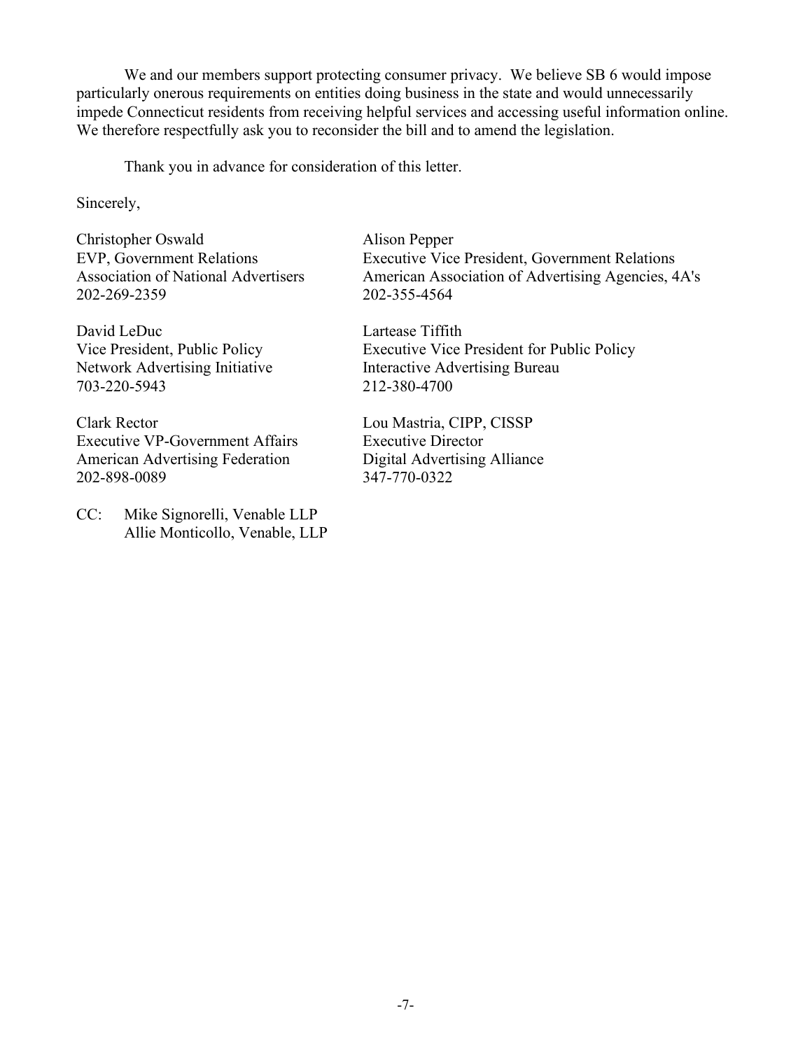We and our members support protecting consumer privacy. We believe SB 6 would impose particularly onerous requirements on entities doing business in the state and would unnecessarily impede Connecticut residents from receiving helpful services and accessing useful information online. We therefore respectfully ask you to reconsider the bill and to amend the legislation.

Thank you in advance for consideration of this letter.

Sincerely,

Christopher Oswald
EVP, Government Relations
Association of National Advertisers
202-269-2359

Alison Pepper
Executive Vice President, Government Relations
American Association of Advertising Agencies, 4A's
202-355-4564

David LeDuc
Vice President, Public Policy
Network Advertising Initiative
703-220-5943

Lartease Tiffith
Executive Vice President for Public Policy
Interactive Advertising Bureau
212-380-4700

Clark Rector
Executive VP-Government Affairs
American Advertising Federation
202-898-0089

Lou Mastria, CIPP, CISSP
Executive Director
Digital Advertising Alliance
347-770-0322

CC: Mike Signorelli, Venable LLP
Allie Monticollo, Venable, LLP